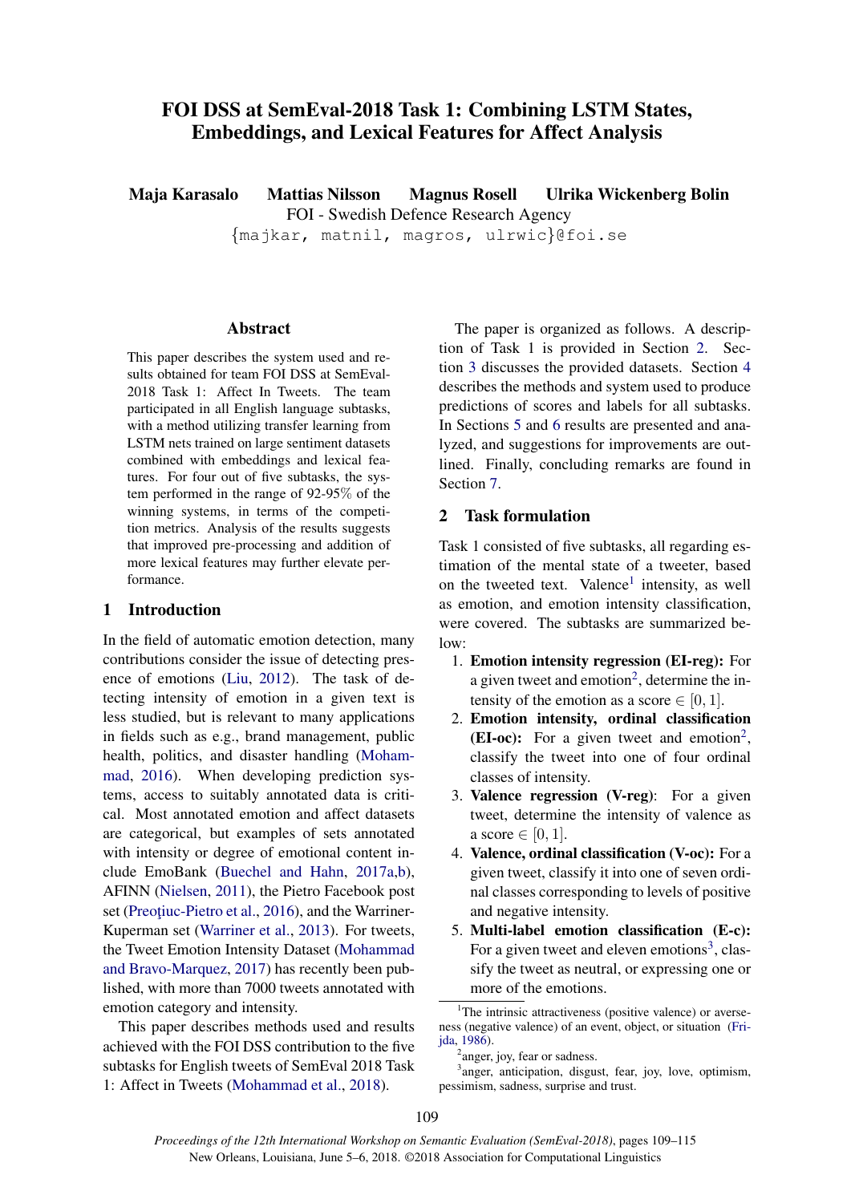# FOI DSS at SemEval-2018 Task 1: Combining LSTM States, Embeddings, and Lexical Features for Affect Analysis

**Maja Karasalo Mattias Nilsson Magnus Rosell Ulrika Wickenberg Bolin**

FOI - Swedish Defence Research Agency

{majkar, matnil, magros, ulrwic}@foi.se

## Abstract

This paper describes the system used and results obtained for team FOI DSS at SemEval-2018 Task 1: Affect In Tweets. The team participated in all English language subtasks, with a method utilizing transfer learning from LSTM nets trained on large sentiment datasets combined with embeddings and lexical features. For four out of five subtasks, the system performed in the range of 92-95% of the winning systems, in terms of the competition metrics. Analysis of the results suggests that improved pre-processing and addition of more lexical features may further elevate performance.

## 1 Introduction

In the field of automatic emotion detection, many contributions consider the issue of detecting presence of emotions (Liu, 2012). The task of detecting intensity of emotion in a given text is less studied, but is relevant to many applications in fields such as e.g., brand management, public health, politics, and disaster handling (Mohammad, 2016). When developing prediction systems, access to suitably annotated data is critical. Most annotated emotion and affect datasets are categorical, but examples of sets annotated with intensity or degree of emotional content include EmoBank (Buechel and Hahn, 2017a,b), AFINN (Nielsen, 2011), the Pietro Facebook post set (Preoţiuc-Pietro et al., 2016), and the Warriner-Kuperman set (Warriner et al., 2013). For tweets, the Tweet Emotion Intensity Dataset (Mohammad and Bravo-Marquez, 2017) has recently been published, with more than 7000 tweets annotated with emotion category and intensity.

This paper describes methods used and results achieved with the FOI DSS contribution to the five subtasks for English tweets of SemEval 2018 Task 1: Affect in Tweets (Mohammad et al., 2018).

The paper is organized as follows. A description of Task 1 is provided in Section 2. Section 3 discusses the provided datasets. Section 4 describes the methods and system used to produce predictions of scores and labels for all subtasks. In Sections 5 and 6 results are presented and analyzed, and suggestions for improvements are outlined. Finally, concluding remarks are found in Section 7.

## 2 Task formulation

Task 1 consisted of five subtasks, all regarding estimation of the mental state of a tweeter, based on the tweeted text. Valence[1] intensity, as well as emotion, and emotion intensity classification, were covered. The subtasks are summarized below:

1. **Emotion intensity regression (EI-reg):** For a given tweet and emotion[2], determine the intensity of the emotion as a score $\in [0, 1]$.
2. **Emotion intensity, ordinal classification (EI-oc):** For a given tweet and emotion[2], classify the tweet into one of four ordinal classes of intensity.
3. **Valence regression (V-reg)**: For a given tweet, determine the intensity of valence as a score $\in [0, 1]$.
4. **Valence, ordinal classification (V-oc):** For a given tweet, classify it into one of seven ordinal classes corresponding to levels of positive and negative intensity.
5. **Multi-label emotion classification (E-c):** For a given tweet and eleven emotions[3], classify the tweet as neutral, or expressing one or more of the emotions.

[1] The intrinsic attractiveness (positive valence) or averseness (negative valence) of an event, object, or situation (Frijda, 1986).

[2] anger, joy, fear or sadness.

[3] anger, anticipation, disgust, fear, joy, love, optimism, pessimism, sadness, surprise and trust.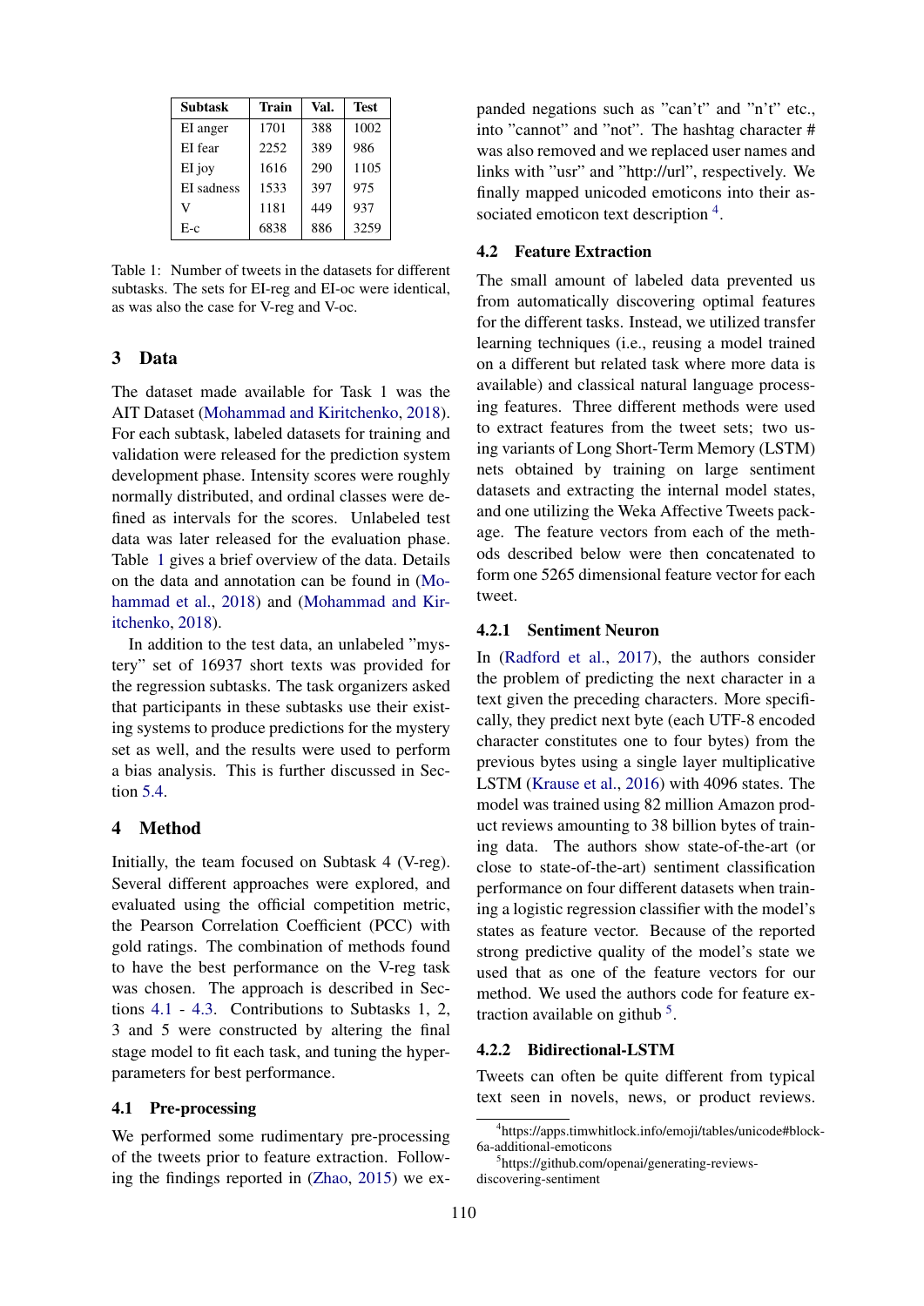| Subtask | Train | Val. | Test |
|---|---|---|---|
| EI anger | 1701 | 388 | 1002 |
| EI fear | 2252 | 389 | 986 |
| EI joy | 1616 | 290 | 1105 |
| EI sadness | 1533 | 397 | 975 |
| V | 1181 | 449 | 937 |
| E-c | 6838 | 886 | 3259 |

Table 1: Number of tweets in the datasets for different subtasks. The sets for EI-reg and EI-oc were identical, as was also the case for V-reg and V-oc.

## 3 Data

The dataset made available for Task 1 was the AIT Dataset (Mohammad and Kiritchenko, 2018). For each subtask, labeled datasets for training and validation were released for the prediction system development phase. Intensity scores were roughly normally distributed, and ordinal classes were defined as intervals for the scores. Unlabeled test data was later released for the evaluation phase. Table 1 gives a brief overview of the data. Details on the data and annotation can be found in (Mohammad et al., 2018) and (Mohammad and Kiritchenko, 2018).

In addition to the test data, an unlabeled "mystery" set of 16937 short texts was provided for the regression subtasks. The task organizers asked that participants in these subtasks use their existing systems to produce predictions for the mystery set as well, and the results were used to perform a bias analysis. This is further discussed in Section 5.4.

## 4 Method

Initially, the team focused on Subtask 4 (V-reg). Several different approaches were explored, and evaluated using the official competition metric, the Pearson Correlation Coefficient (PCC) with gold ratings. The combination of methods found to have the best performance on the V-reg task was chosen. The approach is described in Sections 4.1 - 4.3. Contributions to Subtasks 1, 2, 3 and 5 were constructed by altering the final stage model to fit each task, and tuning the hyper-parameters for best performance.

### 4.1 Pre-processing

We performed some rudimentary pre-processing of the tweets prior to feature extraction. Following the findings reported in (Zhao, 2015) we expanded negations such as "can't" and "n't" etc., into "cannot" and "not". The hashtag character # was also removed and we replaced user names and links with "usr" and "http://url", respectively. We finally mapped unicoded emoticons into their associated emoticon text description [4].

### 4.2 Feature Extraction

The small amount of labeled data prevented us from automatically discovering optimal features for the different tasks. Instead, we utilized transfer learning techniques (i.e., reusing a model trained on a different but related task where more data is available) and classical natural language processing features. Three different methods were used to extract features from the tweet sets; two using variants of Long Short-Term Memory (LSTM) nets obtained by training on large sentiment datasets and extracting the internal model states, and one utilizing the Weka Affective Tweets package. The feature vectors from each of the methods described below were then concatenated to form one 5265 dimensional feature vector for each tweet.

#### 4.2.1 Sentiment Neuron

In (Radford et al., 2017), the authors consider the problem of predicting the next character in a text given the preceding characters. More specifically, they predict next byte (each UTF-8 encoded character constitutes one to four bytes) from the previous bytes using a single layer multiplicative LSTM (Krause et al., 2016) with 4096 states. The model was trained using 82 million Amazon product reviews amounting to 38 billion bytes of training data. The authors show state-of-the-art (or close to state-of-the-art) sentiment classification performance on four different datasets when training a logistic regression classifier with the model's states as feature vector. Because of the reported strong predictive quality of the model's state we used that as one of the feature vectors for our method. We used the authors code for feature extraction available on github [5].

#### 4.2.2 Bidirectional-LSTM

Tweets can often be quite different from typical text seen in novels, news, or product reviews.

[4] https://apps.timwhitlock.info/emoji/tables/unicode#block-6a-additional-emoticons

[5] https://github.com/openai/generating-reviews-discovering-sentiment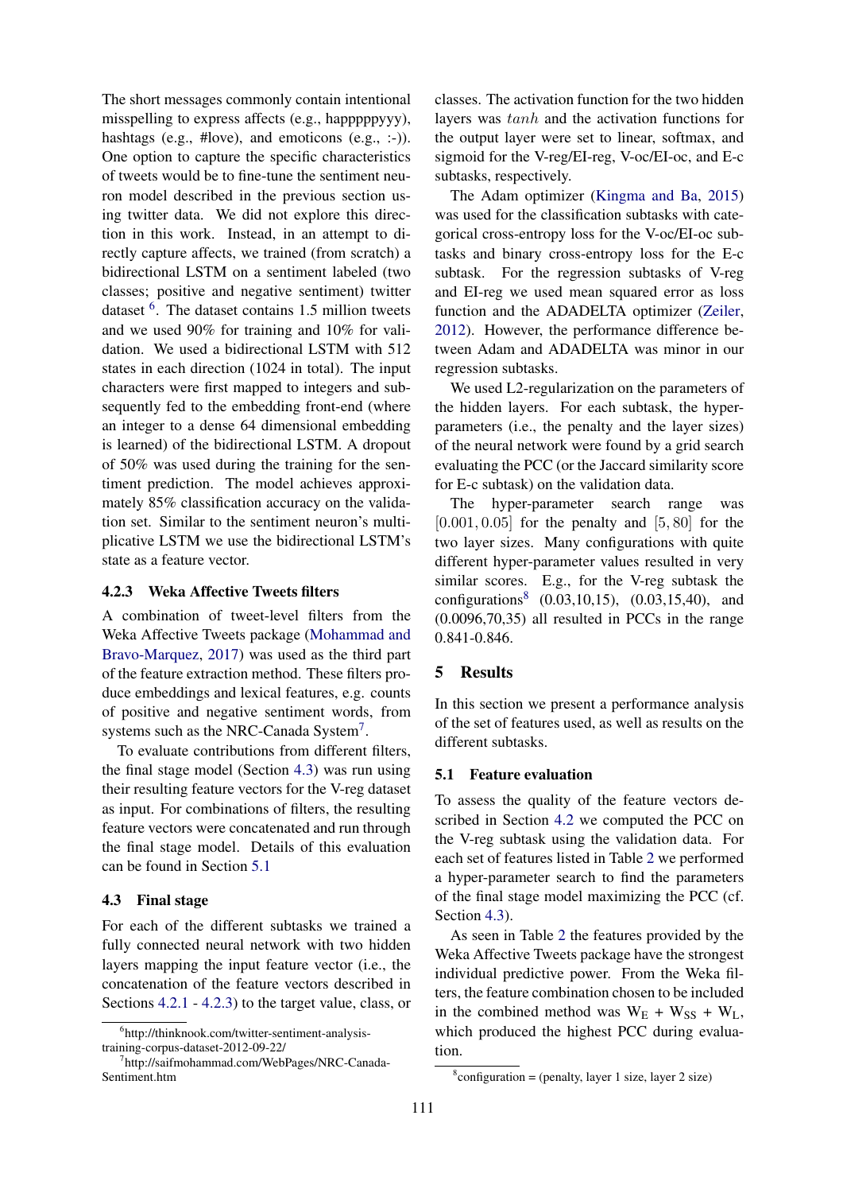The short messages commonly contain intentional misspelling to express affects (e.g., happppppyyy), hashtags (e.g., #love), and emoticons (e.g., :-)). One option to capture the specific characteristics of tweets would be to fine-tune the sentiment neuron model described in the previous section using twitter data. We did not explore this direction in this work. Instead, in an attempt to directly capture affects, we trained (from scratch) a bidirectional LSTM on a sentiment labeled (two classes; positive and negative sentiment) twitter dataset [6]. The dataset contains 1.5 million tweets and we used 90% for training and 10% for validation. We used a bidirectional LSTM with 512 states in each direction (1024 in total). The input characters were first mapped to integers and subsequently fed to the embedding front-end (where an integer to a dense 64 dimensional embedding is learned) of the bidirectional LSTM. A dropout of 50% was used during the training for the sentiment prediction. The model achieves approximately 85% classification accuracy on the validation set. Similar to the sentiment neuron's multiplicative LSTM we use the bidirectional LSTM's state as a feature vector.

#### 4.2.3 Weka Affective Tweets filters

A combination of tweet-level filters from the Weka Affective Tweets package (Mohammad and Bravo-Marquez, 2017) was used as the third part of the feature extraction method. These filters produce embeddings and lexical features, e.g. counts of positive and negative sentiment words, from systems such as the NRC-Canada System[7].

To evaluate contributions from different filters, the final stage model (Section 4.3) was run using their resulting feature vectors for the V-reg dataset as input. For combinations of filters, the resulting feature vectors were concatenated and run through the final stage model. Details of this evaluation can be found in Section 5.1

### 4.3 Final stage

For each of the different subtasks we trained a fully connected neural network with two hidden layers mapping the input feature vector (i.e., the concatenation of the feature vectors described in Sections 4.2.1 - 4.2.3) to the target value, class, or classes. The activation function for the two hidden layers was $tanh$ and the activation functions for the output layer were set to linear, softmax, and sigmoid for the V-reg/EI-reg, V-oc/EI-oc, and E-c subtasks, respectively.

The Adam optimizer (Kingma and Ba, 2015) was used for the classification subtasks with categorical cross-entropy loss for the V-oc/EI-oc subtasks and binary cross-entropy loss for the E-c subtask. For the regression subtasks of V-reg and EI-reg we used mean squared error as loss function and the ADADELTA optimizer (Zeiler, 2012). However, the performance difference between Adam and ADADELTA was minor in our regression subtasks.

We used L2-regularization on the parameters of the hidden layers. For each subtask, the hyper-parameters (i.e., the penalty and the layer sizes) of the neural network were found by a grid search evaluating the PCC (or the Jaccard similarity score for E-c subtask) on the validation data.

The hyper-parameter search range was $[0.001, 0.05]$ for the penalty and $[5, 80]$ for the two layer sizes. Many configurations with quite different hyper-parameter values resulted in very similar scores. E.g., for the V-reg subtask the configurations[8] (0.03,10,15), (0.03,15,40), and (0.0096,70,35) all resulted in PCCs in the range 0.841-0.846.

## 5 Results

In this section we present a performance analysis of the set of features used, as well as results on the different subtasks.

### 5.1 Feature evaluation

To assess the quality of the feature vectors described in Section 4.2 we computed the PCC on the V-reg subtask using the validation data. For each set of features listed in Table 2 we performed a hyper-parameter search to find the parameters of the final stage model maximizing the PCC (cf. Section 4.3).

As seen in Table 2 the features provided by the Weka Affective Tweets package have the strongest individual predictive power. From the Weka filters, the feature combination chosen to be included in the combined method was $W_E + W_{SS} + W_L$, which produced the highest PCC during evaluation.

[6] http://thinknook.com/twitter-sentiment-analysis-training-corpus-dataset-2012-09-22/

[7] http://saifmohammad.com/WebPages/NRC-Canada-Sentiment.htm

[8] configuration = (penalty, layer 1 size, layer 2 size)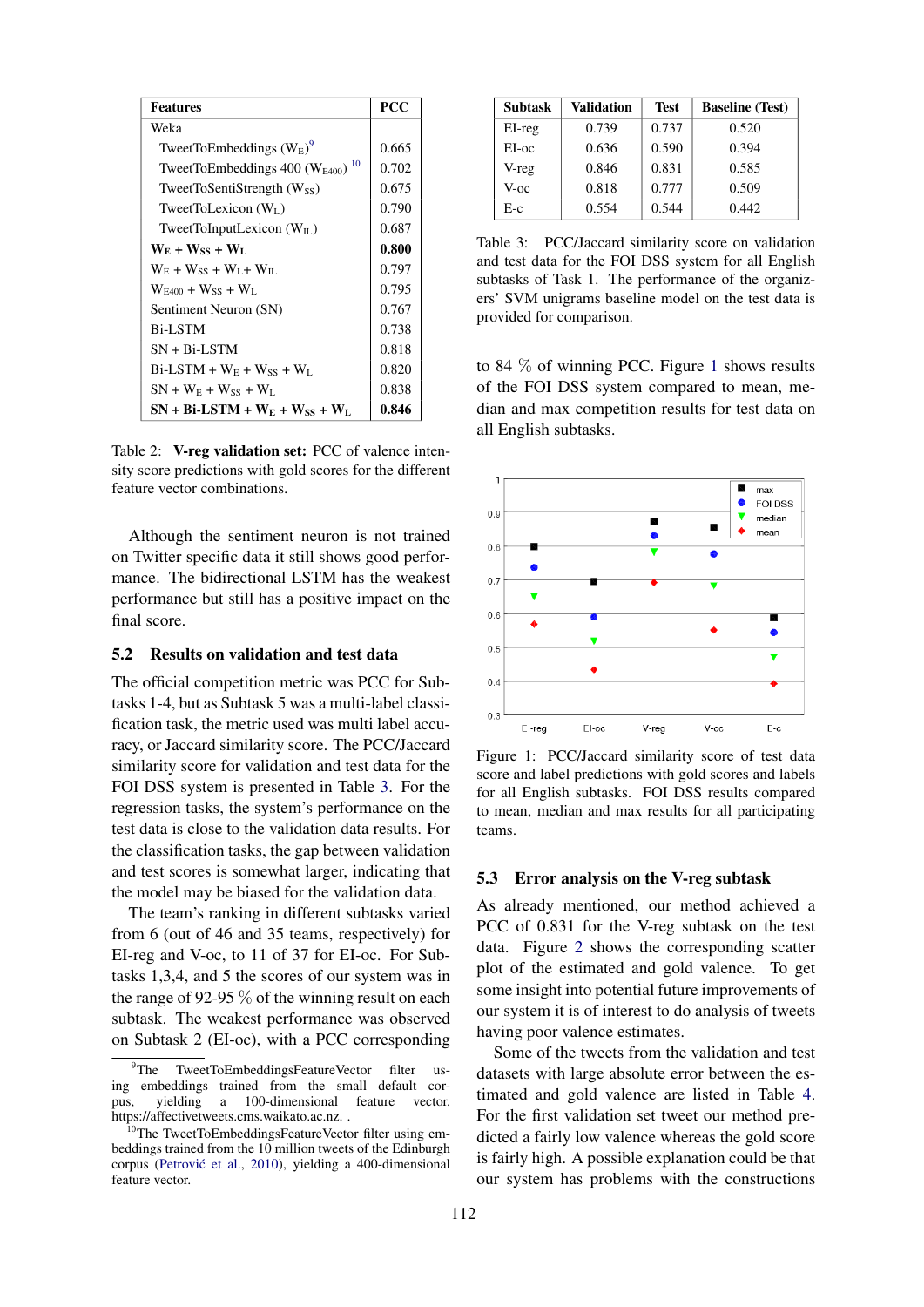| Features | PCC |
|---|---|
| Weka | |
| TweetToEmbeddings ($W_E$)[9] | 0.665 |
| TweetToEmbeddings 400 ($W_{E400}$) [10] | 0.702 |
| TweetToSentiStrength ($W_{SS}$) | 0.675 |
| TweetToLexicon ($W_L$) | 0.790 |
| TweetToInputLexicon ($W_{IL}$) | 0.687 |
| **$W_E$ + $W_{SS}$ + $W_L$** | **0.800** |
| $W_E$ + $W_{SS}$ + $W_L$+ $W_{IL}$ | 0.797 |
| $W_{E400}$ + $W_{SS}$ + $W_L$ | 0.795 |
| Sentiment Neuron (SN) | 0.767 |
| Bi-LSTM | 0.738 |
| SN + Bi-LSTM | 0.818 |
| Bi-LSTM + $W_E$ + $W_{SS}$ + $W_L$ | 0.820 |
| SN + $W_E$ + $W_{SS}$ + $W_L$ | 0.838 |
| **SN + Bi-LSTM + $W_E$ + $W_{SS}$ + $W_L$** | **0.846** |

Table 2: **V-reg validation set:** PCC of valence intensity score predictions with gold scores for the different feature vector combinations.

Although the sentiment neuron is not trained on Twitter specific data it still shows good performance. The bidirectional LSTM has the weakest performance but still has a positive impact on the final score.

### 5.2 Results on validation and test data

The official competition metric was PCC for Subtasks 1-4, but as Subtask 5 was a multi-label classification task, the metric used was multi label accuracy, or Jaccard similarity score. The PCC/Jaccard similarity score for validation and test data for the FOI DSS system is presented in Table 3. For the regression tasks, the system's performance on the test data is close to the validation data results. For the classification tasks, the gap between validation and test scores is somewhat larger, indicating that the model may be biased for the validation data.

The team's ranking in different subtasks varied from 6 (out of 46 and 35 teams, respectively) for EI-reg and V-oc, to 11 of 37 for EI-oc. For Subtasks 1,3,4, and 5 the scores of our system was in the range of 92-95 % of the winning result on each subtask. The weakest performance was observed on Subtask 2 (EI-oc), with a PCC corresponding to 84 % of winning PCC. Figure 1 shows results of the FOI DSS system compared to mean, median and max competition results for test data on all English subtasks.

| Subtask | Validation | Test | Baseline (Test) |
|---|---|---|---|
| EI-reg | 0.739 | 0.737 | 0.520 |
| EI-oc | 0.636 | 0.590 | 0.394 |
| V-reg | 0.846 | 0.831 | 0.585 |
| V-oc | 0.818 | 0.777 | 0.509 |
| E-c | 0.554 | 0.544 | 0.442 |

Table 3: PCC/Jaccard similarity score on validation and test data for the FOI DSS system for all English subtasks of Task 1. The performance of the organizers' SVM unigrams baseline model on the test data is provided for comparison.

Figure 1: PCC/Jaccard similarity score of test data score and label predictions with gold scores and labels for all English subtasks. FOI DSS results compared to mean, median and max results for all participating teams.

### 5.3 Error analysis on the V-reg subtask

As already mentioned, our method achieved a PCC of 0.831 for the V-reg subtask on the test data. Figure 2 shows the corresponding scatter plot of the estimated and gold valence. To get some insight into potential future improvements of our system it is of interest to do analysis of tweets having poor valence estimates.

Some of the tweets from the validation and test datasets with large absolute error between the estimated and gold valence are listed in Table 4. For the first validation set tweet our method predicted a fairly low valence whereas the gold score is fairly high. A possible explanation could be that our system has problems with the constructions

[9]The TweetToEmbeddingsFeatureVector filter using embeddings trained from the small default corpus, yielding a 100-dimensional feature vector. https://affectivetweets.cms.waikato.ac.nz. .

[10]The TweetToEmbeddingsFeatureVector filter using embeddings trained from the 10 million tweets of the Edinburgh corpus (Petrović et al., 2010), yielding a 400-dimensional feature vector.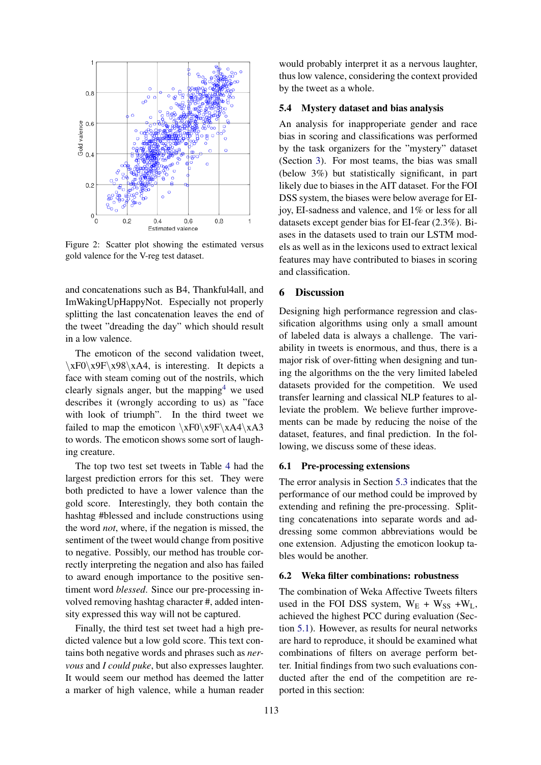Figure 2: Scatter plot showing the estimated versus gold valence for the V-reg test dataset.

and concatenations such as B4, Thankful4all, and ImWakingUpHappyNot. Especially not properly splitting the last concatenation leaves the end of the tweet "dreading the day" which should result in a low valence.

The emoticon of the second validation tweet, \xF0\x9F\x98\xA4, is interesting. It depicts a face with steam coming out of the nostrils, which clearly signals anger, but the mapping[4] we used describes it (wrongly according to us) as "face with look of triumph". In the third tweet we failed to map the emoticon \xF0\x9F\xA4\xA3 to words. The emoticon shows some sort of laughing creature.

The top two test set tweets in Table 4 had the largest prediction errors for this set. They were both predicted to have a lower valence than the gold score. Interestingly, they both contain the hashtag #blessed and include constructions using the word *not*, where, if the negation is missed, the sentiment of the tweet would change from positive to negative. Possibly, our method has trouble correctly interpreting the negation and also has failed to award enough importance to the positive sentiment word *blessed*. Since our pre-processing involved removing hashtag character #, added intensity expressed this way will not be captured.

Finally, the third test set tweet had a high predicted valence but a low gold score. This text contains both negative words and phrases such as *nervous* and *I could puke*, but also expresses laughter. It would seem our method has deemed the latter a marker of high valence, while a human reader would probably interpret it as a nervous laughter, thus low valence, considering the context provided by the tweet as a whole.

### 5.4 Mystery dataset and bias analysis

An analysis for inappropriate gender and race bias in scoring and classifications was performed by the task organizers for the "mystery" dataset (Section 3). For most teams, the bias was small (below 3%) but statistically significant, in part likely due to biases in the AIT dataset. For the FOI DSS system, the biases were below average for EI-joy, EI-sadness and valence, and 1% or less for all datasets except gender bias for EI-fear (2.3%). Biases in the datasets used to train our LSTM models as well as in the lexicons used to extract lexical features may have contributed to biases in scoring and classification.

## 6 Discussion

Designing high performance regression and classification algorithms using only a small amount of labeled data is always a challenge. The variability in tweets is enormous, and thus, there is a major risk of over-fitting when designing and tuning the algorithms on the the very limited labeled datasets provided for the competition. We used transfer learning and classical NLP features to alleviate the problem. We believe further improvements can be made by reducing the noise of the dataset, features, and final prediction. In the following, we discuss some of these ideas.

### 6.1 Pre-processing extensions

The error analysis in Section 5.3 indicates that the performance of our method could be improved by extending and refining the pre-processing. Splitting concatenations into separate words and addressing some common abbreviations would be one extension. Adjusting the emoticon lookup tables would be another.

### 6.2 Weka filter combinations: robustness

The combination of Weka Affective Tweets filters used in the FOI DSS system, $W_E$ + $W_{SS}$ +$W_L$, achieved the highest PCC during evaluation (Section 5.1). However, as results for neural networks are hard to reproduce, it should be examined what combinations of filters on average perform better. Initial findings from two such evaluations conducted after the end of the competition are reported in this section: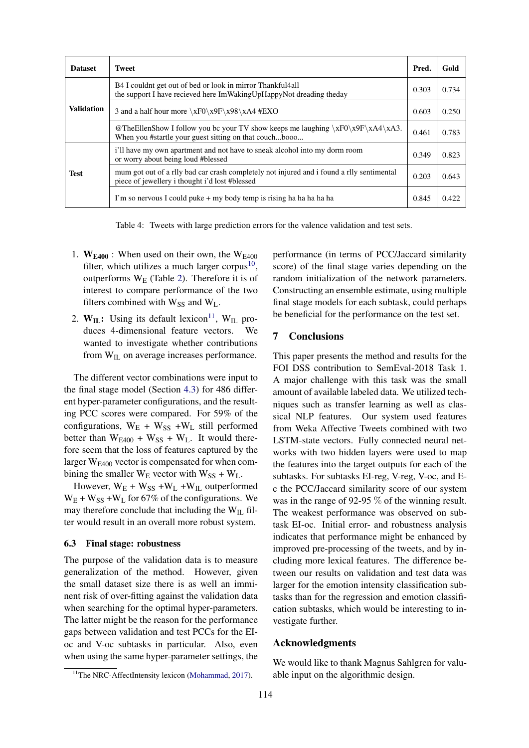| Dataset | Tweet | Pred. | Gold |
|---|---|---|---|
| Validation | B4 I couldnt get out of bed or look in mirror Thankful4all the support I have recieved here ImWakingUpHappyNot dreading theday | 0.303 | 0.734 |
| | 3 and a half hour more \xF0\x9F\x98\xA4 #EXO | 0.603 | 0.250 |
| | @TheEllenShow I follow you bc your TV show keeps me laughing \xF0\x9F\xA4\xA3. When you #startle your guest sitting on that couch...booo... | 0.461 | 0.783 |
| Test | i'll have my own apartment and not have to sneak alcohol into my dorm room or worry about being loud #blessed | 0.349 | 0.823 |
| | mum got out of a rlly bad car crash completely not injured and i found a rlly sentimental piece of jewellery i thought i'd lost #blessed | 0.203 | 0.643 |
| | I'm so nervous I could puke + my body temp is rising ha ha ha ha ha | 0.845 | 0.422 |

Table 4: Tweets with large prediction errors for the valence validation and test sets.

1. $\mathbf{W_{E400}}$ : When used on their own, the $W_{E400}$ filter, which utilizes a much larger corpus[10], outperforms $W_E$ (Table 2). Therefore it is of interest to compare performance of the two filters combined with $W_{SS}$ and $W_L$.
2. $\mathbf{W_{IL}}$: Using its default lexicon[11], $W_{IL}$ produces 4-dimensional feature vectors. We wanted to investigate whether contributions from $W_{IL}$ on average increases performance.

The different vector combinations were input to the final stage model (Section 4.3) for 486 different hyper-parameter configurations, and the resulting PCC scores were compared. For 59% of the configurations, $W_E$ + $W_{SS}$ +$W_L$ still performed better than $W_{E400}$ + $W_{SS}$ + $W_L$. It would therefore seem that the loss of features captured by the larger $W_{E400}$ vector is compensated for when combining the smaller $W_E$ vector with $W_{SS}$ + $W_L$.

However, $W_E$ + $W_{SS}$ +$W_L$ +$W_{IL}$ outperformed $W_E$ + $W_{SS}$ +$W_L$ for 67% of the configurations. We may therefore conclude that including the $W_{IL}$ filter would result in an overall more robust system.

### 6.3 Final stage: robustness

The purpose of the validation data is to measure generalization of the method. However, given the small dataset size there is as well an imminent risk of over-fitting against the validation data when searching for the optimal hyper-parameters. The latter might be the reason for the performance gaps between validation and test PCCs for the EI-oc and V-oc subtasks in particular. Also, even when using the same hyper-parameter settings, the performance (in terms of PCC/Jaccard similarity score) of the final stage varies depending on the random initialization of the network parameters. Constructing an ensemble estimate, using multiple final stage models for each subtask, could perhaps be beneficial for the performance on the test set.

[11]The NRC-AffectIntensity lexicon (Mohammad, 2017).

## 7 Conclusions

This paper presents the method and results for the FOI DSS contribution to SemEval-2018 Task 1. A major challenge with this task was the small amount of available labeled data. We utilized techniques such as transfer learning as well as classical NLP features. Our system used features from Weka Affective Tweets combined with two LSTM-state vectors. Fully connected neural networks with two hidden layers were used to map the features into the target outputs for each of the subtasks. For subtasks EI-reg, V-reg, V-oc, and E-c the PCC/Jaccard similarity score of our system was in the range of 92-95 % of the winning result. The weakest performance was observed on subtask EI-oc. Initial error- and robustness analysis indicates that performance might be enhanced by improved pre-processing of the tweets, and by including more lexical features. The difference between our results on validation and test data was larger for the emotion intensity classification subtasks than for the regression and emotion classification subtasks, which would be interesting to investigate further.

## Acknowledgments

We would like to thank Magnus Sahlgren for valuable input on the algorithmic design.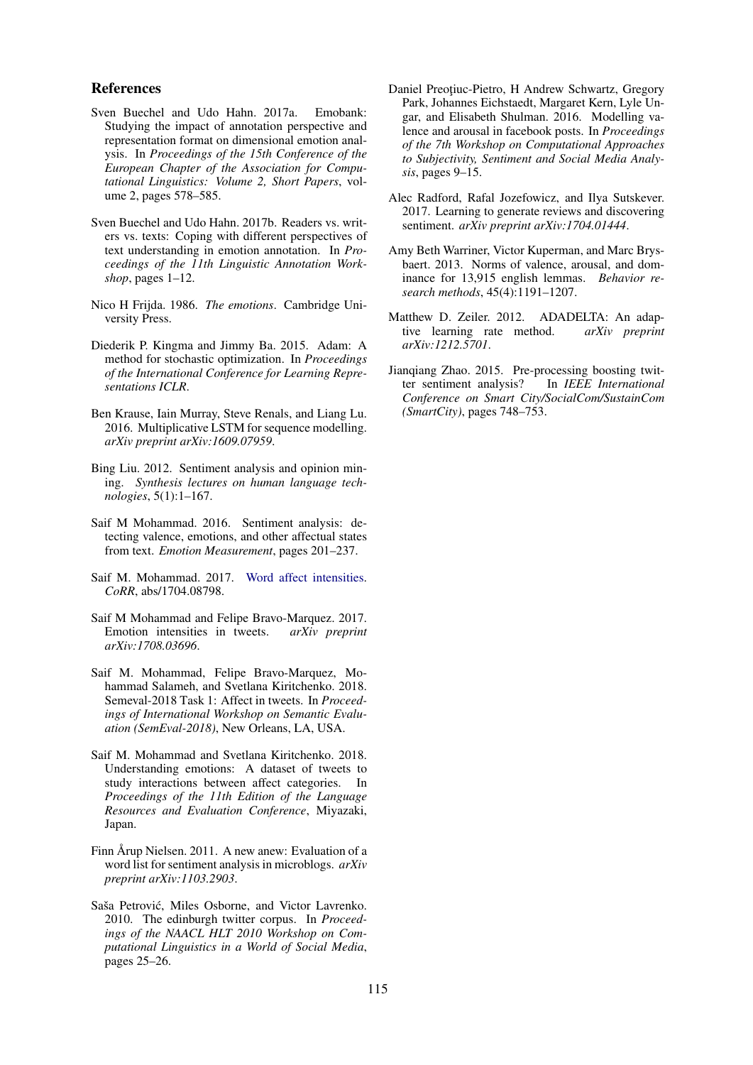## References

Sven Buechel and Udo Hahn. 2017a. Emobank: Studying the impact of annotation perspective and representation format on dimensional emotion analysis. In *Proceedings of the 15th Conference of the European Chapter of the Association for Computational Linguistics: Volume 2, Short Papers*, volume 2, pages 578–585.

Sven Buechel and Udo Hahn. 2017b. Readers vs. writers vs. texts: Coping with different perspectives of text understanding in emotion annotation. In *Proceedings of the 11th Linguistic Annotation Workshop*, pages 1–12.

Nico H Frijda. 1986. *The emotions*. Cambridge University Press.

Diederik P. Kingma and Jimmy Ba. 2015. Adam: A method for stochastic optimization. In *Proceedings of the International Conference for Learning Representations ICLR*.

Ben Krause, Iain Murray, Steve Renals, and Liang Lu. 2016. Multiplicative LSTM for sequence modelling. *arXiv preprint arXiv:1609.07959*.

Bing Liu. 2012. Sentiment analysis and opinion mining. *Synthesis lectures on human language technologies*, 5(1):1–167.

Saif M Mohammad. 2016. Sentiment analysis: detecting valence, emotions, and other affectual states from text. *Emotion Measurement*, pages 201–237.

Saif M. Mohammad. 2017. Word affect intensities. *CoRR*, abs/1704.08798.

Saif M Mohammad and Felipe Bravo-Marquez. 2017. Emotion intensities in tweets. *arXiv preprint arXiv:1708.03696*.

Saif M. Mohammad, Felipe Bravo-Marquez, Mohammad Salameh, and Svetlana Kiritchenko. 2018. Semeval-2018 Task 1: Affect in tweets. In *Proceedings of International Workshop on Semantic Evaluation (SemEval-2018)*, New Orleans, LA, USA.

Saif M. Mohammad and Svetlana Kiritchenko. 2018. Understanding emotions: A dataset of tweets to study interactions between affect categories. In *Proceedings of the 11th Edition of the Language Resources and Evaluation Conference*, Miyazaki, Japan.

Finn Årup Nielsen. 2011. A new anew: Evaluation of a word list for sentiment analysis in microblogs. *arXiv preprint arXiv:1103.2903*.

Saša Petrović, Miles Osborne, and Victor Lavrenko. 2010. The edinburgh twitter corpus. In *Proceedings of the NAACL HLT 2010 Workshop on Computational Linguistics in a World of Social Media*, pages 25–26.

Daniel Preoţiuc-Pietro, H Andrew Schwartz, Gregory Park, Johannes Eichstaedt, Margaret Kern, Lyle Ungar, and Elisabeth Shulman. 2016. Modelling valence and arousal in facebook posts. In *Proceedings of the 7th Workshop on Computational Approaches to Subjectivity, Sentiment and Social Media Analysis*, pages 9–15.

Alec Radford, Rafal Jozefowicz, and Ilya Sutskever. 2017. Learning to generate reviews and discovering sentiment. *arXiv preprint arXiv:1704.01444*.

Amy Beth Warriner, Victor Kuperman, and Marc Brysbaert. 2013. Norms of valence, arousal, and dominance for 13,915 english lemmas. *Behavior research methods*, 45(4):1191–1207.

Matthew D. Zeiler. 2012. ADADELTA: An adaptive learning rate method. *arXiv preprint arXiv:1212.5701*.

Jianqiang Zhao. 2015. Pre-processing boosting twitter sentiment analysis? In *IEEE International Conference on Smart City/SocialCom/SustainCom (SmartCity)*, pages 748–753.